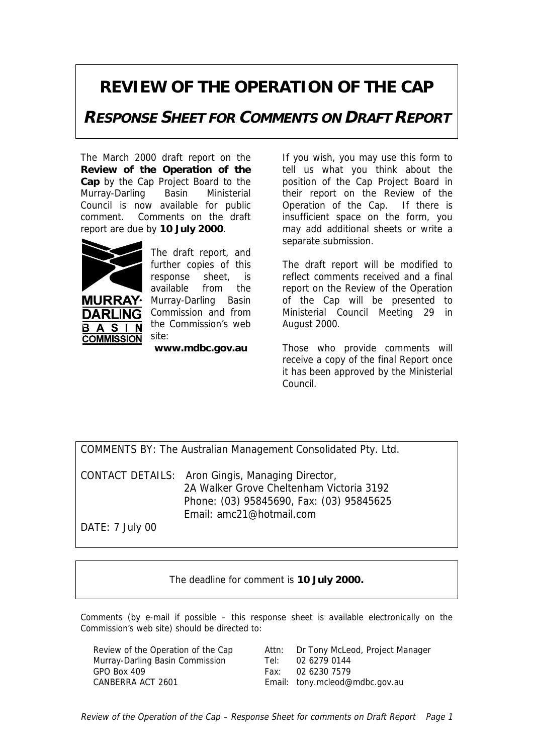# REVIEW OF THE OPERATION OF THE CAP

## *RESPONSE SHEET FOR COMMENTS ON DRAFT REPORT*

The March 2000 draft report on the **Review of the Operation of the Cap** by the Cap Project Board to the Murray-Darling Basin Ministerial Council is now available for public comment. Comments on the draft report are due by **10 July 2000**.

The draft report, and further copies of this response sheet, is available from the Murray-Darling Basin Commission and from the Commission's web site:

**www.mdbc.gov.au**

If you wish, you may use this form to tell us what you think about the position of the Cap Project Board in their report on the Review of the Operation of the Cap. If there is insufficient space on the form, you may add additional sheets or write a separate submission.

The draft report will be modified to reflect comments received and a final report on the Review of the Operation of the Cap will be presented to Ministerial Council Meeting 29 in August 2000.

Those who provide comments will receive a copy of the final Report once it has been approved by the Ministerial Council.

COMMENTS BY: The Australian Management Consolidated Pty. Ltd.

CONTACT DETAILS: Aron Gingis, Managing Director,
2A Walker Grove Cheltenham Victoria 3192
Phone: (03) 95845690, Fax: (03) 95845625
Email: amc21@hotmail.com

DATE: 7 July 00

The deadline for comment is **10 July 2000.**

Comments (by e-mail if possible – this response sheet is available electronically on the Commission's web site) should be directed to:

Review of the Operation of the Cap
Murray-Darling Basin Commission
GPO Box 409
CANBERRA ACT 2601

Attn: Dr Tony McLeod, Project Manager
Tel: 02 6279 0144
Fax: 02 6230 7579
Email: tony.mcleod@mdbc.gov.au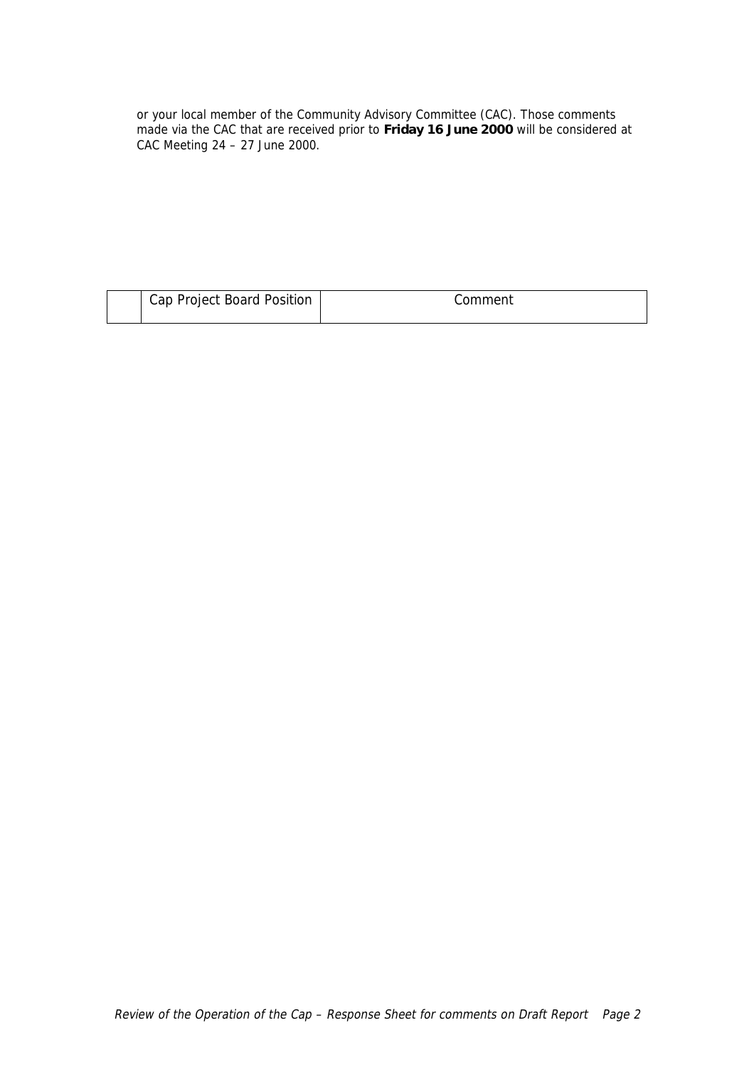or your local member of the Community Advisory Committee (CAC). Those comments made via the CAC that are received prior to **Friday 16 June 2000** will be considered at CAC Meeting 24 – 27 June 2000.

| | Cap Project Board Position | Comment |
|---|---|---|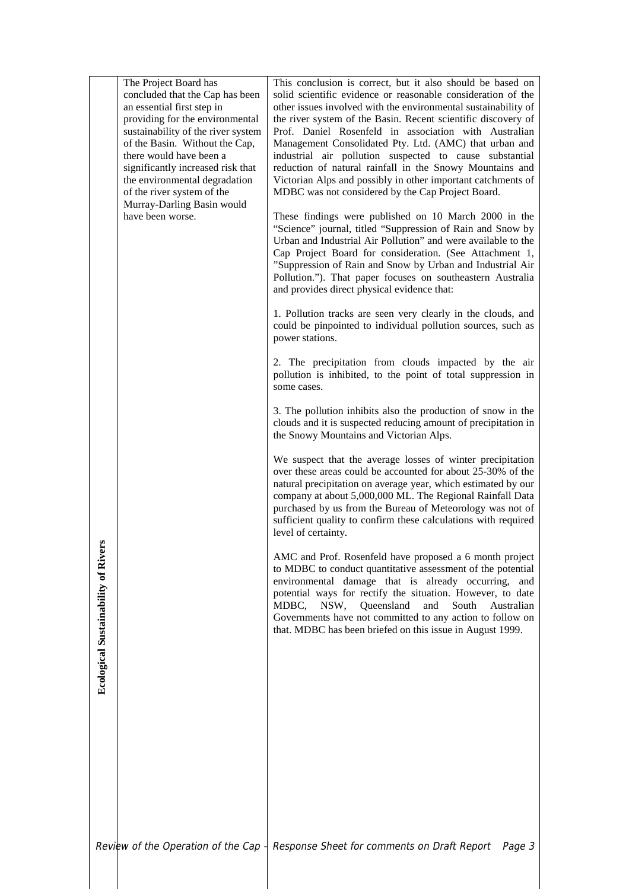| | | |
|---|---|---|
| **Ecological Sustainability of Rivers** | The Project Board has concluded that the Cap has been an essential first step in providing for the environmental sustainability of the river system of the Basin. Without the Cap, there would have been a significantly increased risk that the environmental degradation of the river system of the Murray-Darling Basin would have been worse. | This conclusion is correct, but it also should be based on solid scientific evidence or reasonable consideration of the other issues involved with the environmental sustainability of the river system of the Basin. Recent scientific discovery of Prof. Daniel Rosenfeld in association with Australian Management Consolidated Pty. Ltd. (AMC) that urban and industrial air pollution suspected to cause substantial reduction of natural rainfall in the Snowy Mountains and Victorian Alps and possibly in other important catchments of MDBC was not considered by the Cap Project Board.<br><br>These findings were published on 10 March 2000 in the "Science" journal, titled "Suppression of Rain and Snow by Urban and Industrial Air Pollution" and were available to the Cap Project Board for consideration. (See Attachment 1, "Suppression of Rain and Snow by Urban and Industrial Air Pollution."). That paper focuses on southeastern Australia and provides direct physical evidence that:<br><br>1. Pollution tracks are seen very clearly in the clouds, and could be pinpointed to individual pollution sources, such as power stations.<br><br>2. The precipitation from clouds impacted by the air pollution is inhibited, to the point of total suppression in some cases.<br><br>3. The pollution inhibits also the production of snow in the clouds and it is suspected reducing amount of precipitation in the Snowy Mountains and Victorian Alps.<br><br>We suspect that the average losses of winter precipitation over these areas could be accounted for about 25-30% of the natural precipitation on average year, which estimated by our company at about 5,000,000 ML. The Regional Rainfall Data purchased by us from the Bureau of Meteorology was not of sufficient quality to confirm these calculations with required level of certainty.<br><br>AMC and Prof. Rosenfeld have proposed a 6 month project to MDBC to conduct quantitative assessment of the potential environmental damage that is already occurring, and potential ways for rectify the situation. However, to date MDBC, NSW, Queensland and South Australian Governments have not committed to any action to follow on that. MDBC has been briefed on this issue in August 1999. |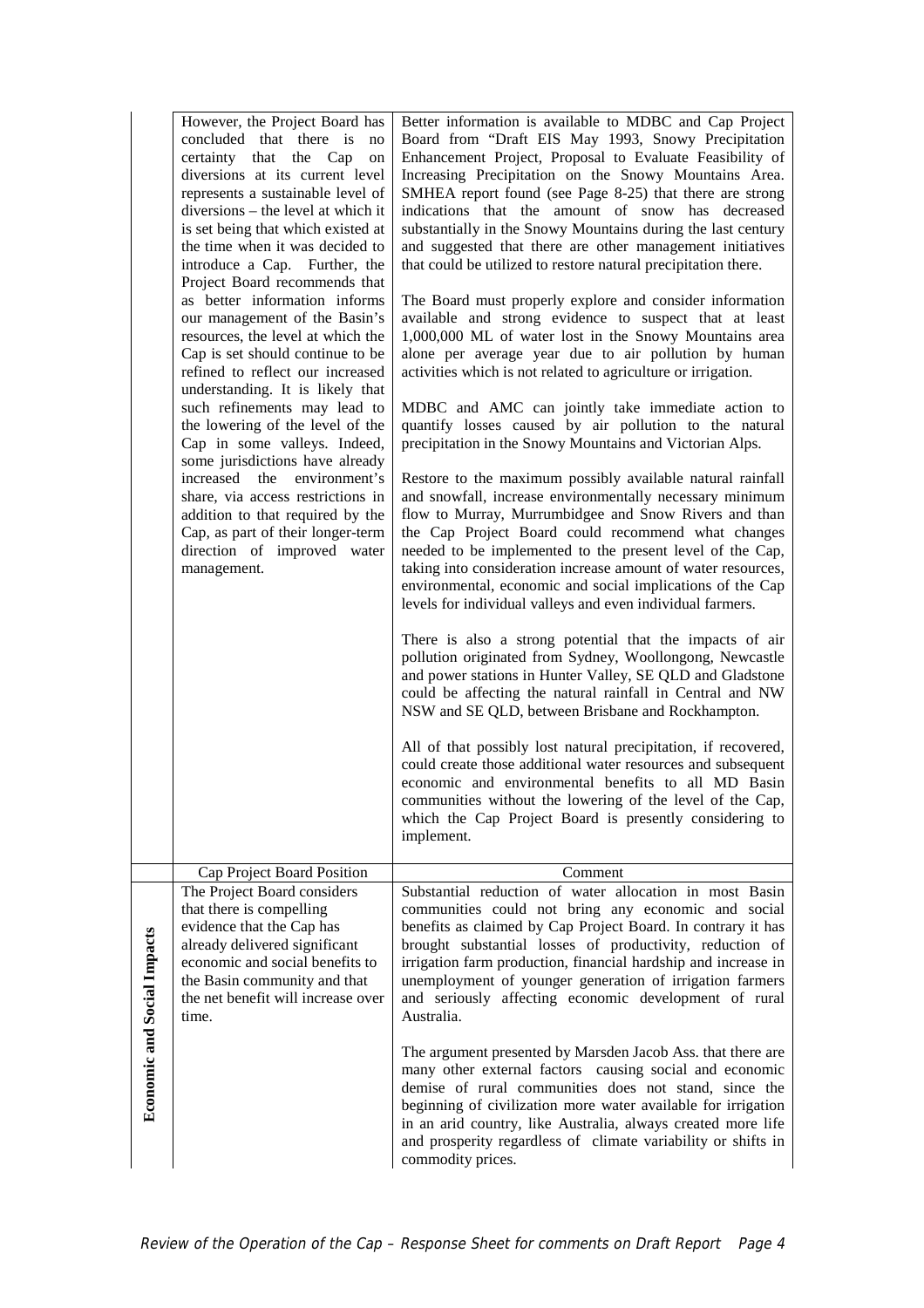| | | |
|---|---|---|
| | However, the Project Board has concluded that there is no certainty that the Cap on diversions at its current level represents a sustainable level of diversions – the level at which it is set being that which existed at the time when it was decided to introduce a Cap. Further, the Project Board recommends that as better information informs our management of the Basin's resources, the level at which the Cap is set should continue to be refined to reflect our increased understanding. It is likely that such refinements may lead to the lowering of the level of the Cap in some valleys. Indeed, some jurisdictions have already increased the environment's share, via access restrictions in addition to that required by the Cap, as part of their longer-term direction of improved water management. | Better information is available to MDBC and Cap Project Board from "Draft EIS May 1993, Snowy Precipitation Enhancement Project, Proposal to Evaluate Feasibility of Increasing Precipitation on the Snowy Mountains Area. SMHEA report found (see Page 8-25) that there are strong indications that the amount of snow has decreased substantially in the Snowy Mountains during the last century and suggested that there are other management initiatives that could be utilized to restore natural precipitation there.<br><br>The Board must properly explore and consider information available and strong evidence to suspect that at least 1,000,000 ML of water lost in the Snowy Mountains area alone per average year due to air pollution by human activities which is not related to agriculture or irrigation.<br><br>MDBC and AMC can jointly take immediate action to quantify losses caused by air pollution to the natural precipitation in the Snowy Mountains and Victorian Alps.<br><br>Restore to the maximum possibly available natural rainfall and snowfall, increase environmentally necessary minimum flow to Murray, Murrumbidgee and Snow Rivers and than the Cap Project Board could recommend what changes needed to be implemented to the present level of the Cap, taking into consideration increase amount of water resources, environmental, economic and social implications of the Cap levels for individual valleys and even individual farmers.<br><br>There is also a strong potential that the impacts of air pollution originated from Sydney, Woollongong, Newcastle and power stations in Hunter Valley, SE QLD and Gladstone could be affecting the natural rainfall in Central and NW NSW and SE QLD, between Brisbane and Rockhampton.<br><br>All of that possibly lost natural precipitation, if recovered, could create those additional water resources and subsequent economic and environmental benefits to all MD Basin communities without the lowering of the level of the Cap, which the Cap Project Board is presently considering to implement. |
| | Cap Project Board Position | Comment |
| **Economic and Social Impacts** | The Project Board considers that there is compelling evidence that the Cap has already delivered significant economic and social benefits to the Basin community and that the net benefit will increase over time. | Substantial reduction of water allocation in most Basin communities could not bring any economic and social benefits as claimed by Cap Project Board. In contrary it has brought substantial losses of productivity, reduction of irrigation farm production, financial hardship and increase in unemployment of younger generation of irrigation farmers and seriously affecting economic development of rural Australia.<br><br>The argument presented by Marsden Jacob Ass. that there are many other external factors causing social and economic demise of rural communities does not stand, since the beginning of civilization more water available for irrigation in an arid country, like Australia, always created more life and prosperity regardless of climate variability or shifts in commodity prices. |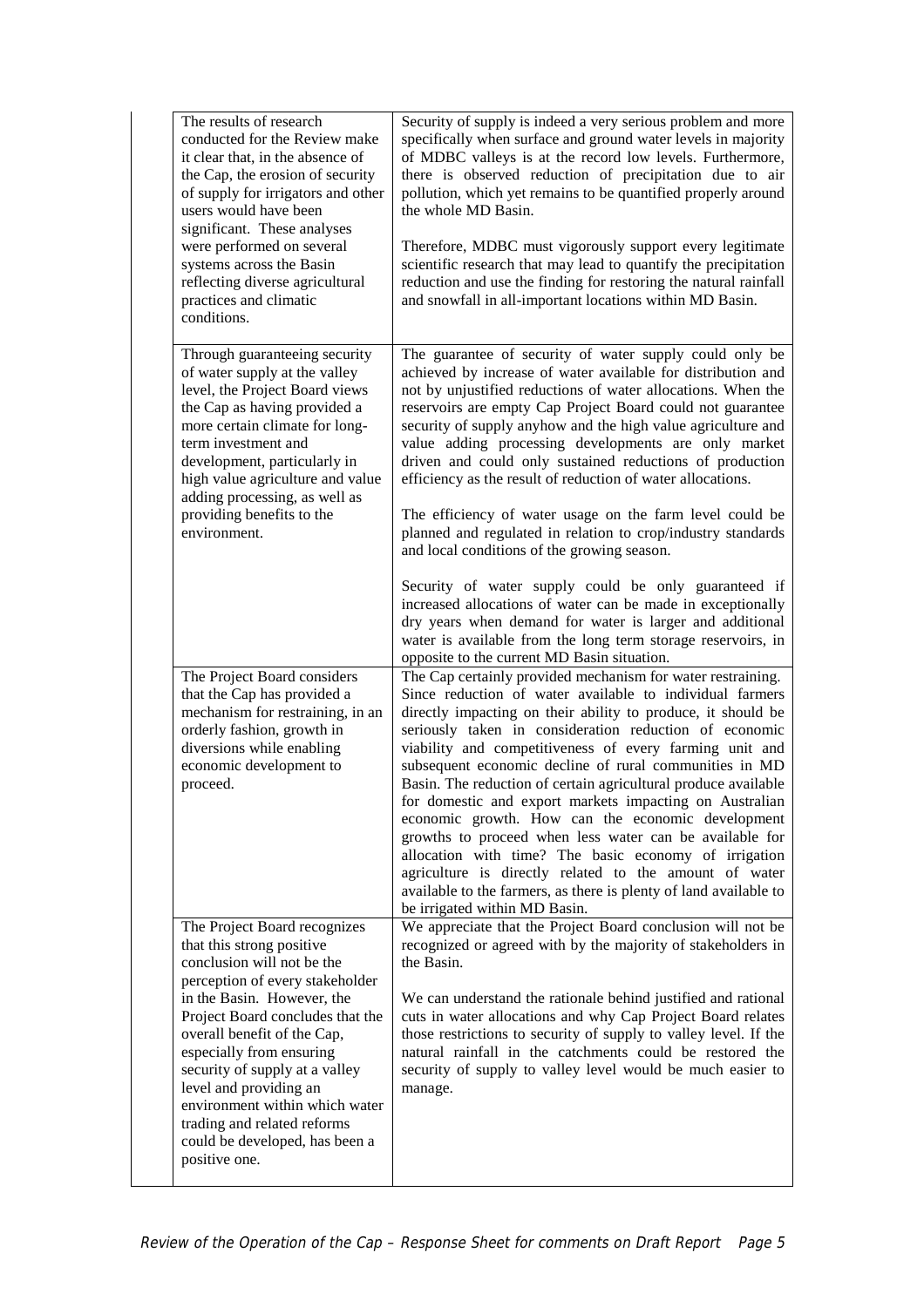| | |
|---|---|
| The results of research conducted for the Review make it clear that, in the absence of the Cap, the erosion of security of supply for irrigators and other users would have been significant. These analyses were performed on several systems across the Basin reflecting diverse agricultural practices and climatic conditions. | Security of supply is indeed a very serious problem and more specifically when surface and ground water levels in majority of MDBC valleys is at the record low levels. Furthermore, there is observed reduction of precipitation due to air pollution, which yet remains to be quantified properly around the whole MD Basin.<br><br>Therefore, MDBC must vigorously support every legitimate scientific research that may lead to quantify the precipitation reduction and use the finding for restoring the natural rainfall and snowfall in all-important locations within MD Basin. |
| Through guaranteeing security of water supply at the valley level, the Project Board views the Cap as having provided a more certain climate for long-term investment and development, particularly in high value agriculture and value adding processing, as well as providing benefits to the environment. | The guarantee of security of water supply could only be achieved by increase of water available for distribution and not by unjustified reductions of water allocations. When the reservoirs are empty Cap Project Board could not guarantee security of supply anyhow and the high value agriculture and value adding processing developments are only market driven and could only sustained reductions of production efficiency as the result of reduction of water allocations.<br><br>The efficiency of water usage on the farm level could be planned and regulated in relation to crop/industry standards and local conditions of the growing season.<br><br>Security of water supply could be only guaranteed if increased allocations of water can be made in exceptionally dry years when demand for water is larger and additional water is available from the long term storage reservoirs, in opposite to the current MD Basin situation. |
| The Project Board considers that the Cap has provided a mechanism for restraining, in an orderly fashion, growth in diversions while enabling economic development to proceed. | The Cap certainly provided mechanism for water restraining. Since reduction of water available to individual farmers directly impacting on their ability to produce, it should be seriously taken in consideration reduction of economic viability and competitiveness of every farming unit and subsequent economic decline of rural communities in MD Basin. The reduction of certain agricultural produce available for domestic and export markets impacting on Australian economic growth. How can the economic development growths to proceed when less water can be available for allocation with time? The basic economy of irrigation agriculture is directly related to the amount of water available to the farmers, as there is plenty of land available to be irrigated within MD Basin. |
| The Project Board recognizes that this strong positive conclusion will not be the perception of every stakeholder in the Basin. However, the Project Board concludes that the overall benefit of the Cap, especially from ensuring security of supply at a valley level and providing an environment within which water trading and related reforms could be developed, has been a positive one. | We appreciate that the Project Board conclusion will not be recognized or agreed with by the majority of stakeholders in the Basin.<br><br>We can understand the rationale behind justified and rational cuts in water allocations and why Cap Project Board relates those restrictions to security of supply to valley level. If the natural rainfall in the catchments could be restored the security of supply to valley level would be much easier to manage. |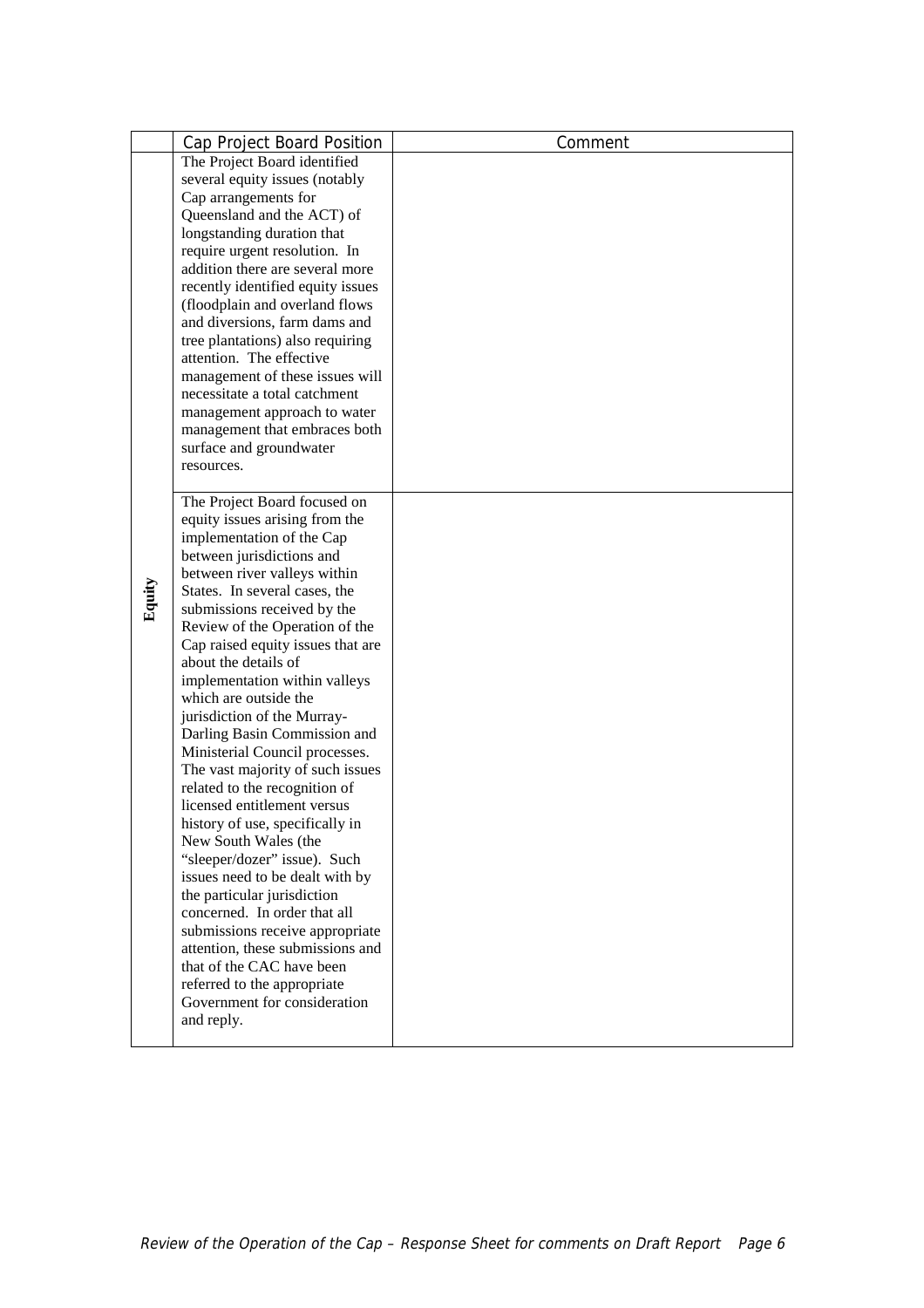|  | Cap Project Board Position | Comment |
|---|---|---|
| Equity | The Project Board identified several equity issues (notably Cap arrangements for Queensland and the ACT) of longstanding duration that require urgent resolution. In addition there are several more recently identified equity issues (floodplain and overland flows and diversions, farm dams and tree plantations) also requiring attention. The effective management of these issues will necessitate a total catchment management approach to water management that embraces both surface and groundwater resources. |  |
|  | The Project Board focused on equity issues arising from the implementation of the Cap between jurisdictions and between river valleys within States. In several cases, the submissions received by the Review of the Operation of the Cap raised equity issues that are about the details of implementation within valleys which are outside the jurisdiction of the Murray-Darling Basin Commission and Ministerial Council processes. The vast majority of such issues related to the recognition of licensed entitlement versus history of use, specifically in New South Wales (the "sleeper/dozer" issue). Such issues need to be dealt with by the particular jurisdiction concerned. In order that all submissions receive appropriate attention, these submissions and that of the CAC have been referred to the appropriate Government for consideration and reply. |  |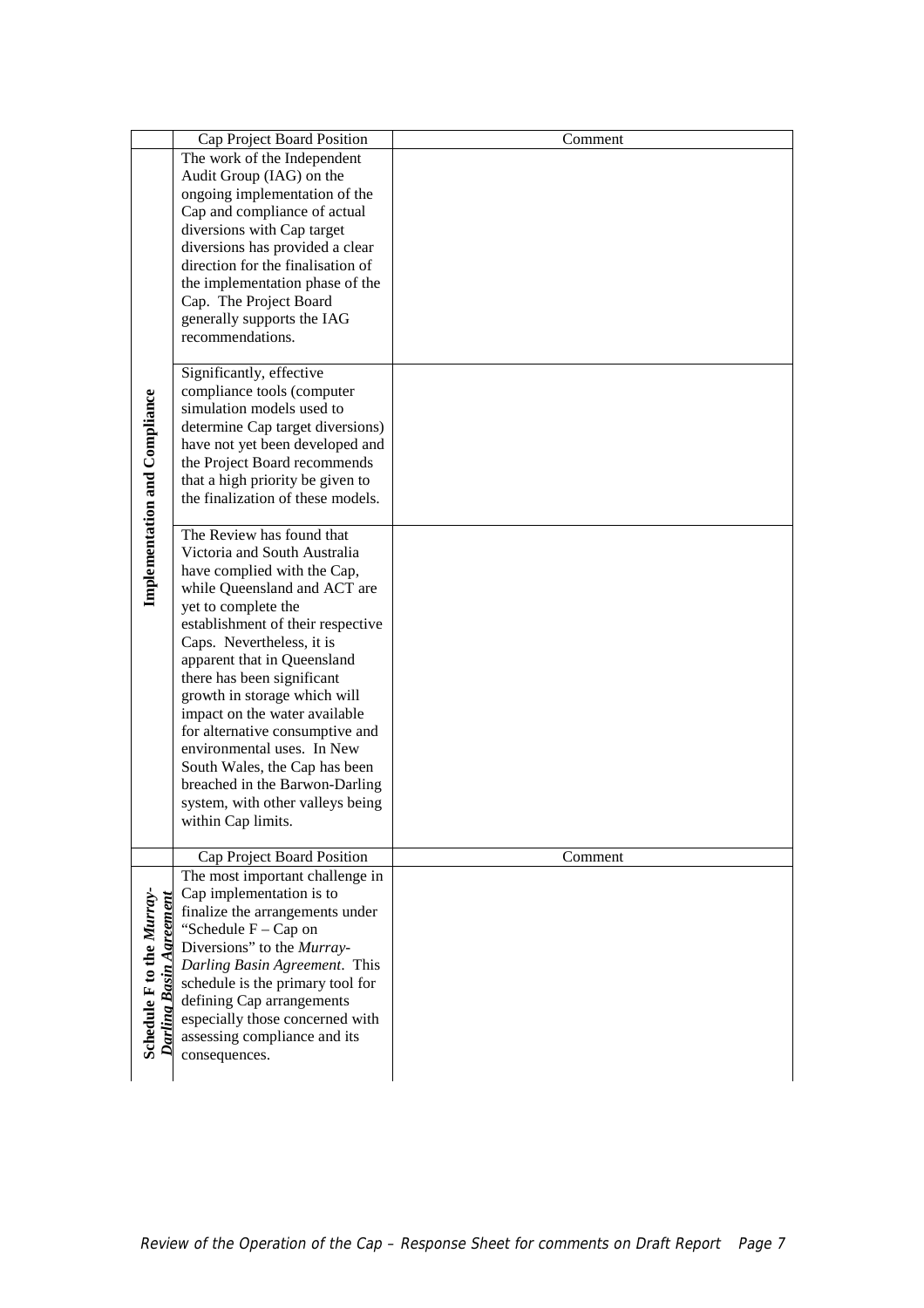| | Cap Project Board Position | Comment |
|---|---|---|
| **Implementation and Compliance** | The work of the Independent Audit Group (IAG) on the ongoing implementation of the Cap and compliance of actual diversions with Cap target diversions has provided a clear direction for the finalisation of the implementation phase of the Cap. The Project Board generally supports the IAG recommendations. | |
| | Significantly, effective compliance tools (computer simulation models used to determine Cap target diversions) have not yet been developed and the Project Board recommends that a high priority be given to the finalization of these models. | |
| | The Review has found that Victoria and South Australia have complied with the Cap, while Queensland and ACT are yet to complete the establishment of their respective Caps. Nevertheless, it is apparent that in Queensland there has been significant growth in storage which will impact on the water available for alternative consumptive and environmental uses. In New South Wales, the Cap has been breached in the Barwon-Darling system, with other valleys being within Cap limits. | |

| | Cap Project Board Position | Comment |
|---|---|---|
| **Schedule F to the *Murray-Darling Basin Agreement*** | The most important challenge in Cap implementation is to finalize the arrangements under "Schedule F – Cap on Diversions" to the *Murray-Darling Basin Agreement*. This schedule is the primary tool for defining Cap arrangements especially those concerned with assessing compliance and its consequences. | |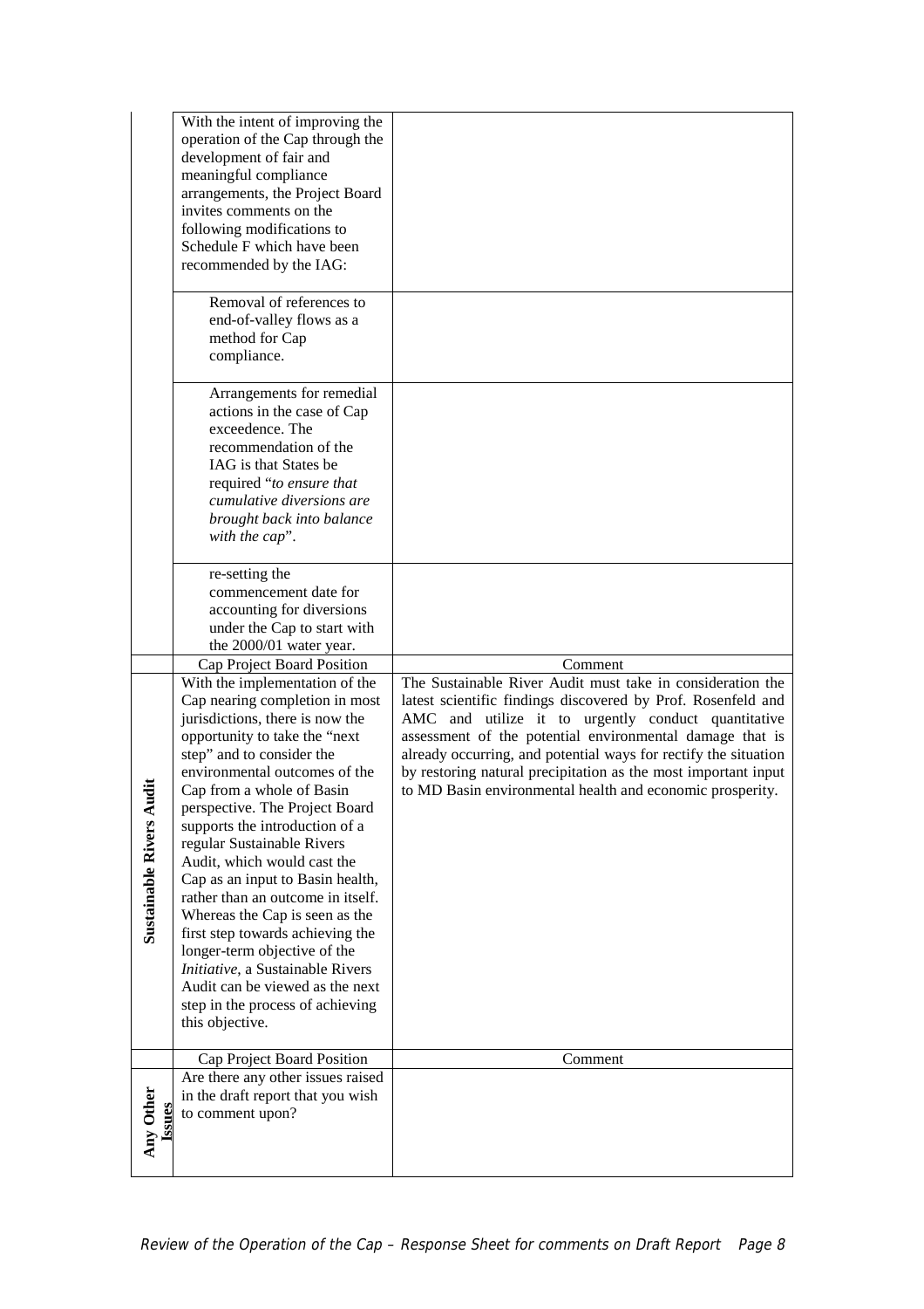| | | |
|---|---|---|
| | With the intent of improving the operation of the Cap through the development of fair and meaningful compliance arrangements, the Project Board invites comments on the following modifications to Schedule F which have been recommended by the IAG: | |
| | Removal of references to end-of-valley flows as a method for Cap compliance. | |
| | Arrangements for remedial actions in the case of Cap exceedence. The recommendation of the IAG is that States be required "*to ensure that cumulative diversions are brought back into balance with the cap*". | |
| | re-setting the commencement date for accounting for diversions under the Cap to start with the 2000/01 water year. | |
| | Cap Project Board Position | Comment |
| **Sustainable Rivers Audit** | With the implementation of the Cap nearing completion in most jurisdictions, there is now the opportunity to take the "next step" and to consider the environmental outcomes of the Cap from a whole of Basin perspective. The Project Board supports the introduction of a regular Sustainable Rivers Audit, which would cast the Cap as an input to Basin health, rather than an outcome in itself. Whereas the Cap is seen as the first step towards achieving the longer-term objective of the *Initiative*, a Sustainable Rivers Audit can be viewed as the next step in the process of achieving this objective. | The Sustainable River Audit must take in consideration the latest scientific findings discovered by Prof. Rosenfeld and AMC and utilize it to urgently conduct quantitative assessment of the potential environmental damage that is already occurring, and potential ways for rectify the situation by restoring natural precipitation as the most important input to MD Basin environmental health and economic prosperity. |
| | Cap Project Board Position | Comment |
| **Any Other Issues** | Are there any other issues raised in the draft report that you wish to comment upon? | |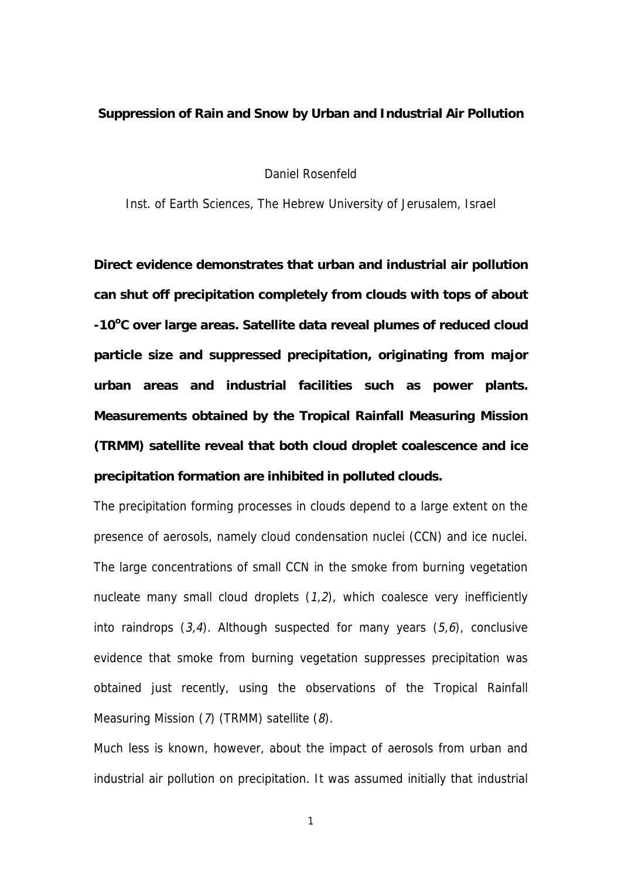**Suppression of Rain and Snow by Urban and Industrial Air Pollution**

Daniel Rosenfeld

Inst. of Earth Sciences, The Hebrew University of Jerusalem, Israel

**Direct evidence demonstrates that urban and industrial air pollution can shut off precipitation completely from clouds with tops of about -10°C over large areas. Satellite data reveal plumes of reduced cloud particle size and suppressed precipitation, originating from major urban areas and industrial facilities such as power plants. Measurements obtained by the Tropical Rainfall Measuring Mission (TRMM) satellite reveal that both cloud droplet coalescence and ice precipitation formation are inhibited in polluted clouds.**

The precipitation forming processes in clouds depend to a large extent on the presence of aerosols, namely cloud condensation nuclei (CCN) and ice nuclei. The large concentrations of small CCN in the smoke from burning vegetation nucleate many small cloud droplets (*1,2*), which coalesce very inefficiently into raindrops (*3,4*). Although suspected for many years (*5,6*), conclusive evidence that smoke from burning vegetation suppresses precipitation was obtained just recently, using the observations of the Tropical Rainfall Measuring Mission (*7*) (TRMM) satellite (*8*).

Much less is known, however, about the impact of aerosols from urban and industrial air pollution on precipitation. It was assumed initially that industrial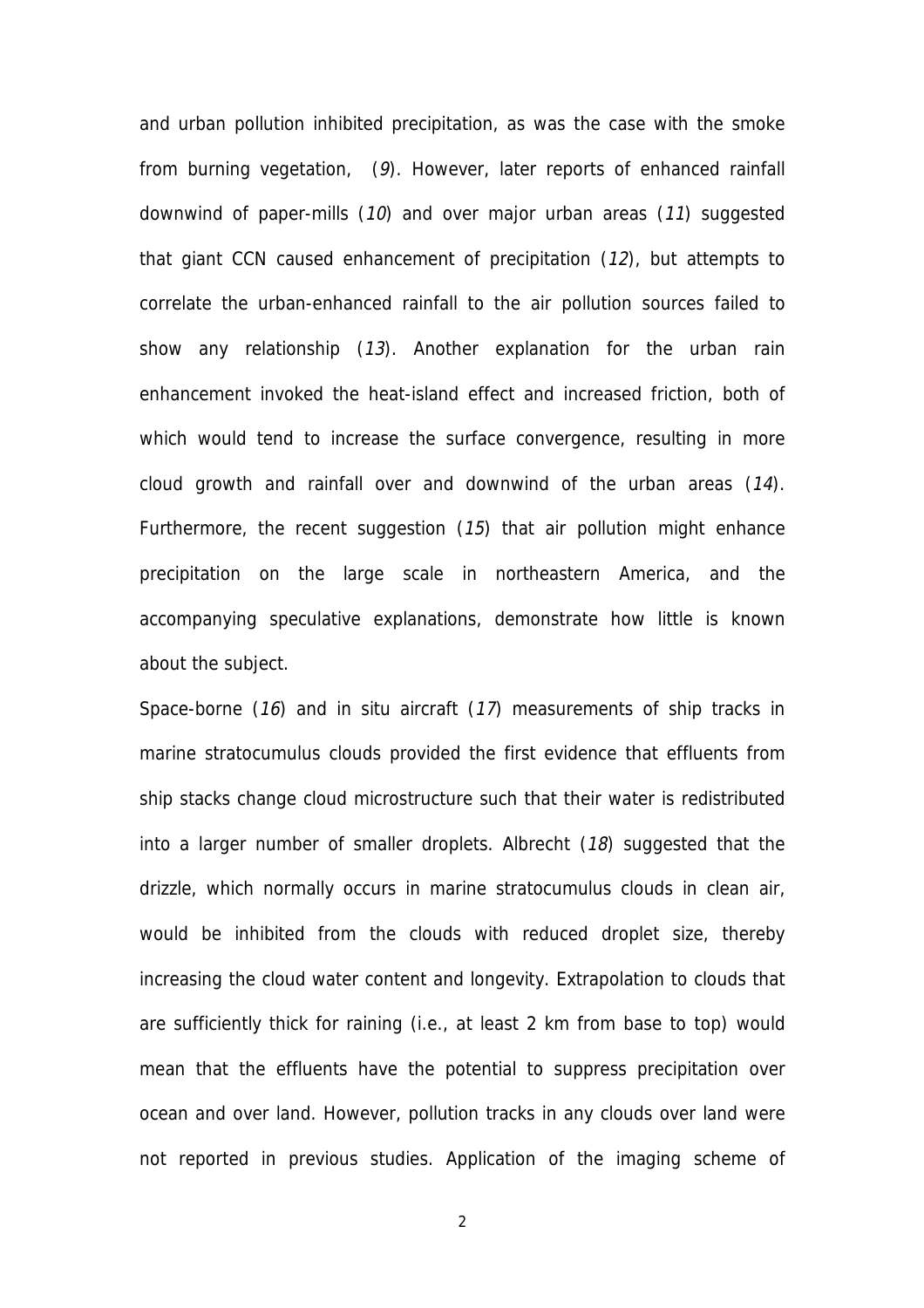and urban pollution inhibited precipitation, as was the case with the smoke from burning vegetation, (*9*). However, later reports of enhanced rainfall downwind of paper-mills (*10*) and over major urban areas (*11*) suggested that giant CCN caused enhancement of precipitation (*12*), but attempts to correlate the urban-enhanced rainfall to the air pollution sources failed to show any relationship (*13*). Another explanation for the urban rain enhancement invoked the heat-island effect and increased friction, both of which would tend to increase the surface convergence, resulting in more cloud growth and rainfall over and downwind of the urban areas (*14*). Furthermore, the recent suggestion (*15*) that air pollution might enhance precipitation on the large scale in northeastern America, and the accompanying speculative explanations, demonstrate how little is known about the subject.

Space-borne (*16*) and in situ aircraft (*17*) measurements of ship tracks in marine stratocumulus clouds provided the first evidence that effluents from ship stacks change cloud microstructure such that their water is redistributed into a larger number of smaller droplets. Albrecht (*18*) suggested that the drizzle, which normally occurs in marine stratocumulus clouds in clean air, would be inhibited from the clouds with reduced droplet size, thereby increasing the cloud water content and longevity. Extrapolation to clouds that are sufficiently thick for raining (i.e., at least 2 km from base to top) would mean that the effluents have the potential to suppress precipitation over ocean and over land. However, pollution tracks in any clouds over land were not reported in previous studies. Application of the imaging scheme of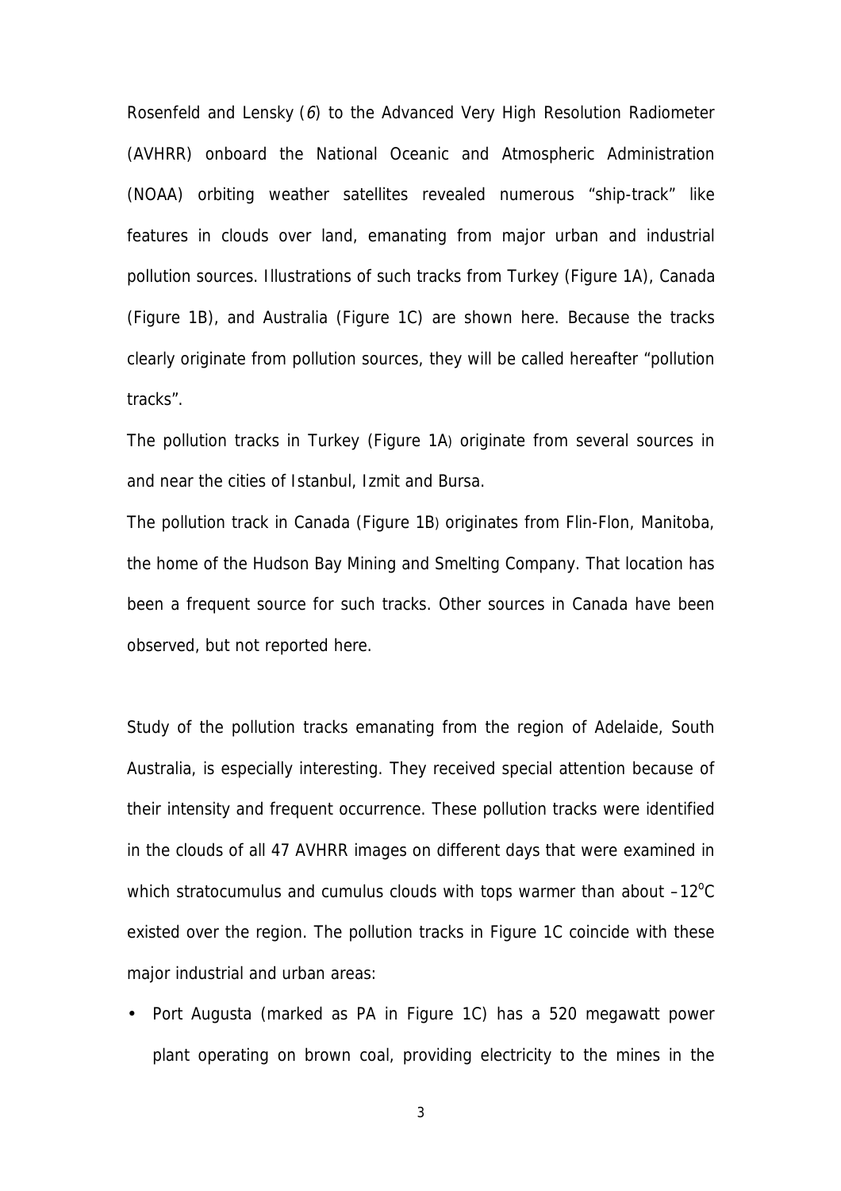Rosenfeld and Lensky (*6*) to the Advanced Very High Resolution Radiometer (AVHRR) onboard the National Oceanic and Atmospheric Administration (NOAA) orbiting weather satellites revealed numerous "ship-track" like features in clouds over land, emanating from major urban and industrial pollution sources. Illustrations of such tracks from Turkey (Figure 1A), Canada (Figure 1B), and Australia (Figure 1C) are shown here. Because the tracks clearly originate from pollution sources, they will be called hereafter "pollution tracks".

The pollution tracks in Turkey (Figure 1A) originate from several sources in and near the cities of Istanbul, Izmit and Bursa.

The pollution track in Canada (Figure 1B) originates from Flin-Flon, Manitoba, the home of the Hudson Bay Mining and Smelting Company. That location has been a frequent source for such tracks. Other sources in Canada have been observed, but not reported here.

Study of the pollution tracks emanating from the region of Adelaide, South Australia, is especially interesting. They received special attention because of their intensity and frequent occurrence. These pollution tracks were identified in the clouds of all 47 AVHRR images on different days that were examined in which stratocumulus and cumulus clouds with tops warmer than about $-12^{o}$C existed over the region. The pollution tracks in Figure 1C coincide with these major industrial and urban areas:

- Port Augusta (marked as PA in Figure 1C) has a 520 megawatt power plant operating on brown coal, providing electricity to the mines in the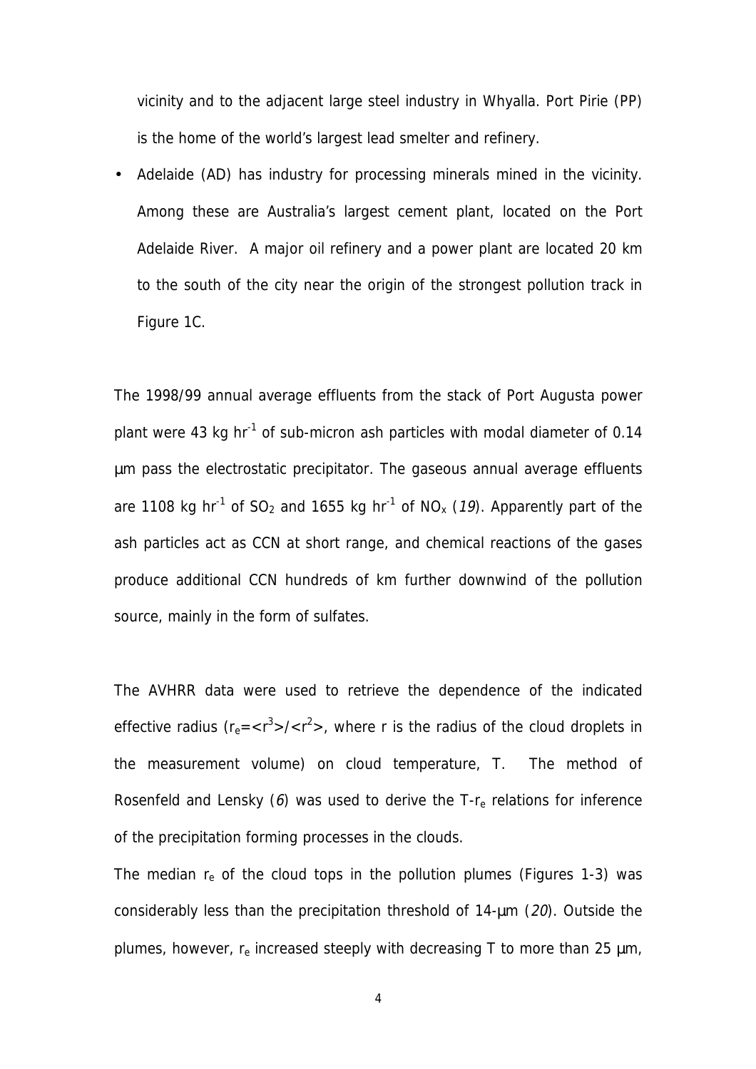vicinity and to the adjacent large steel industry in Whyalla. Port Pirie (PP) is the home of the world's largest lead smelter and refinery.

- Adelaide (AD) has industry for processing minerals mined in the vicinity. Among these are Australia's largest cement plant, located on the Port Adelaide River. A major oil refinery and a power plant are located 20 km to the south of the city near the origin of the strongest pollution track in Figure 1C.

The 1998/99 annual average effluents from the stack of Port Augusta power plant were 43 kg $hr^{-1}$ of sub-micron ash particles with modal diameter of 0.14 µm pass the electrostatic precipitator. The gaseous annual average effluents are 1108 kg $hr^{-1}$ of $SO_2$ and 1655 kg $hr^{-1}$ of $NO_x$ (*19*). Apparently part of the ash particles act as CCN at short range, and chemical reactions of the gases produce additional CCN hundreds of km further downwind of the pollution source, mainly in the form of sulfates.

The AVHRR data were used to retrieve the dependence of the indicated effective radius ($r_e=\langle r^3\rangle/\langle r^2\rangle$, where r is the radius of the cloud droplets in the measurement volume) on cloud temperature, T. The method of Rosenfeld and Lensky (*6*) was used to derive the T-$r_e$ relations for inference of the precipitation forming processes in the clouds.

The median $r_e$ of the cloud tops in the pollution plumes (Figures 1-3) was considerably less than the precipitation threshold of 14-µm (*20*). Outside the plumes, however, $r_e$ increased steeply with decreasing T to more than 25 µm,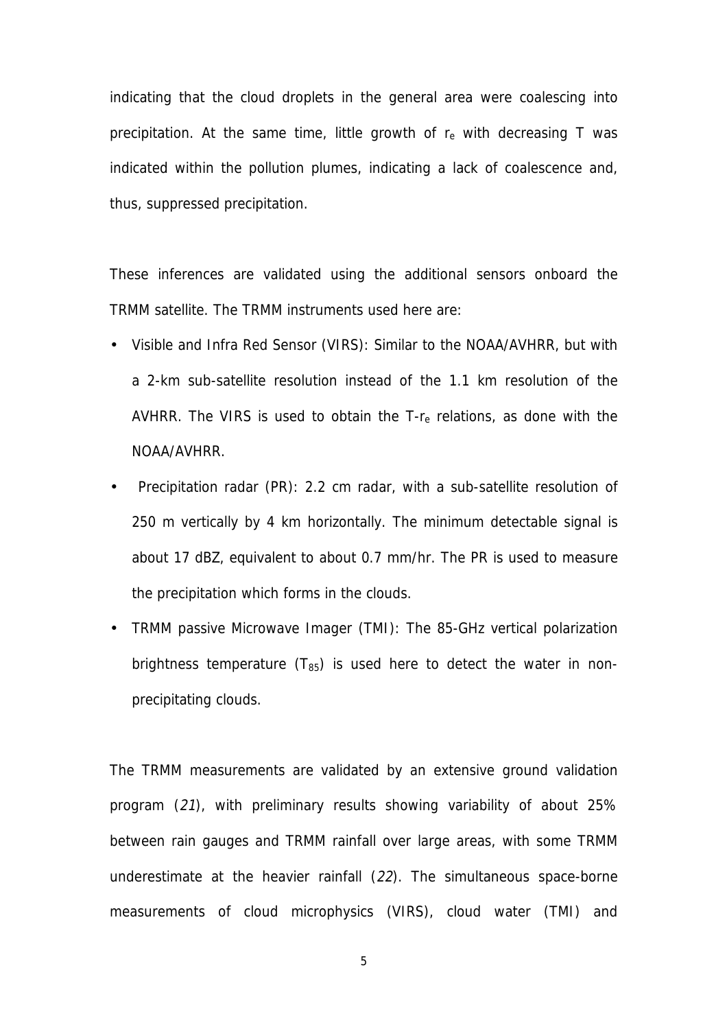indicating that the cloud droplets in the general area were coalescing into precipitation. At the same time, little growth of $r_e$ with decreasing T was indicated within the pollution plumes, indicating a lack of coalescence and, thus, suppressed precipitation.

These inferences are validated using the additional sensors onboard the TRMM satellite. The TRMM instruments used here are:

- Visible and Infra Red Sensor (VIRS): Similar to the NOAA/AVHRR, but with a 2-km sub-satellite resolution instead of the 1.1 km resolution of the AVHRR. The VIRS is used to obtain the T-$r_e$ relations, as done with the NOAA/AVHRR.
- Precipitation radar (PR): 2.2 cm radar, with a sub-satellite resolution of 250 m vertically by 4 km horizontally. The minimum detectable signal is about 17 dBZ, equivalent to about 0.7 mm/hr. The PR is used to measure the precipitation which forms in the clouds.
- TRMM passive Microwave Imager (TMI): The 85-GHz vertical polarization brightness temperature ($T_{85}$) is used here to detect the water in non-precipitating clouds.

The TRMM measurements are validated by an extensive ground validation program (*21*), with preliminary results showing variability of about 25% between rain gauges and TRMM rainfall over large areas, with some TRMM underestimate at the heavier rainfall (*22*). The simultaneous space-borne measurements of cloud microphysics (VIRS), cloud water (TMI) and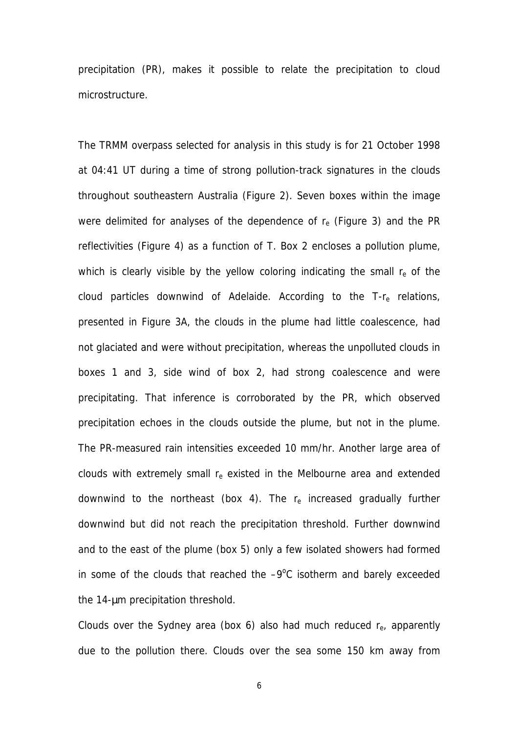precipitation (PR), makes it possible to relate the precipitation to cloud microstructure.

The TRMM overpass selected for analysis in this study is for 21 October 1998 at 04:41 UT during a time of strong pollution-track signatures in the clouds throughout southeastern Australia (Figure 2). Seven boxes within the image were delimited for analyses of the dependence of $r_e$ (Figure 3) and the PR reflectivities (Figure 4) as a function of T. Box 2 encloses a pollution plume, which is clearly visible by the yellow coloring indicating the small $r_e$ of the cloud particles downwind of Adelaide. According to the T-$r_e$ relations, presented in Figure 3A, the clouds in the plume had little coalescence, had not glaciated and were without precipitation, whereas the unpolluted clouds in boxes 1 and 3, side wind of box 2, had strong coalescence and were precipitating. That inference is corroborated by the PR, which observed precipitation echoes in the clouds outside the plume, but not in the plume. The PR-measured rain intensities exceeded 10 mm/hr. Another large area of clouds with extremely small $r_e$ existed in the Melbourne area and extended downwind to the northeast (box 4). The $r_e$ increased gradually further downwind but did not reach the precipitation threshold. Further downwind and to the east of the plume (box 5) only a few isolated showers had formed in some of the clouds that reached the $-9^oC$ isotherm and barely exceeded the 14-μm precipitation threshold.

Clouds over the Sydney area (box 6) also had much reduced $r_e$, apparently due to the pollution there. Clouds over the sea some 150 km away from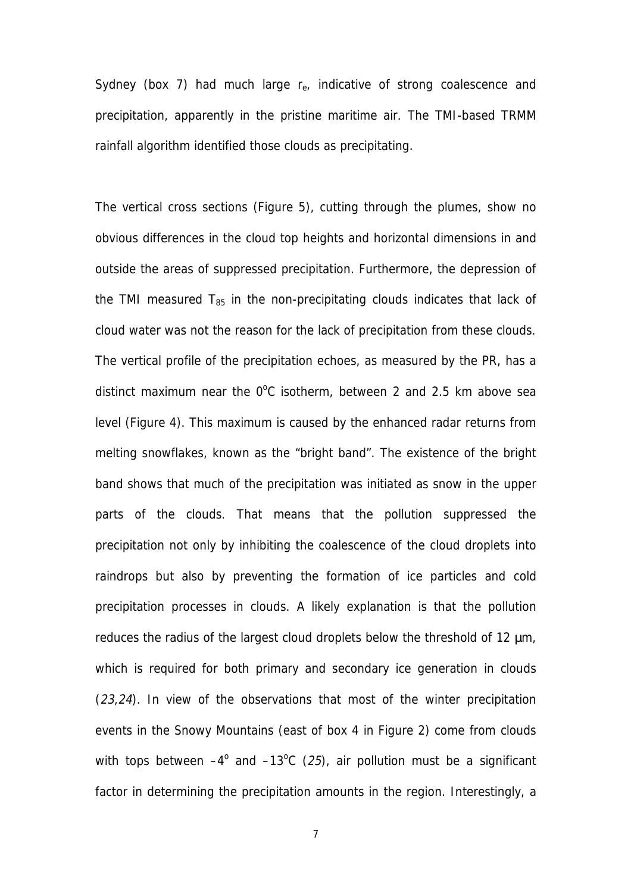Sydney (box 7) had much large $r_e$, indicative of strong coalescence and precipitation, apparently in the pristine maritime air. The TMI-based TRMM rainfall algorithm identified those clouds as precipitating.

The vertical cross sections (Figure 5), cutting through the plumes, show no obvious differences in the cloud top heights and horizontal dimensions in and outside the areas of suppressed precipitation. Furthermore, the depression of the TMI measured $T_{85}$ in the non-precipitating clouds indicates that lack of cloud water was not the reason for the lack of precipitation from these clouds. The vertical profile of the precipitation echoes, as measured by the PR, has a distinct maximum near the $0^{o}C$ isotherm, between 2 and 2.5 km above sea level (Figure 4). This maximum is caused by the enhanced radar returns from melting snowflakes, known as the "bright band". The existence of the bright band shows that much of the precipitation was initiated as snow in the upper parts of the clouds. That means that the pollution suppressed the precipitation not only by inhibiting the coalescence of the cloud droplets into raindrops but also by preventing the formation of ice particles and cold precipitation processes in clouds. A likely explanation is that the pollution reduces the radius of the largest cloud droplets below the threshold of 12 μm, which is required for both primary and secondary ice generation in clouds (*23,24*). In view of the observations that most of the winter precipitation events in the Snowy Mountains (east of box 4 in Figure 2) come from clouds with tops between $-4^{o}$ and $-13^{o}C$ (*25*), air pollution must be a significant factor in determining the precipitation amounts in the region. Interestingly, a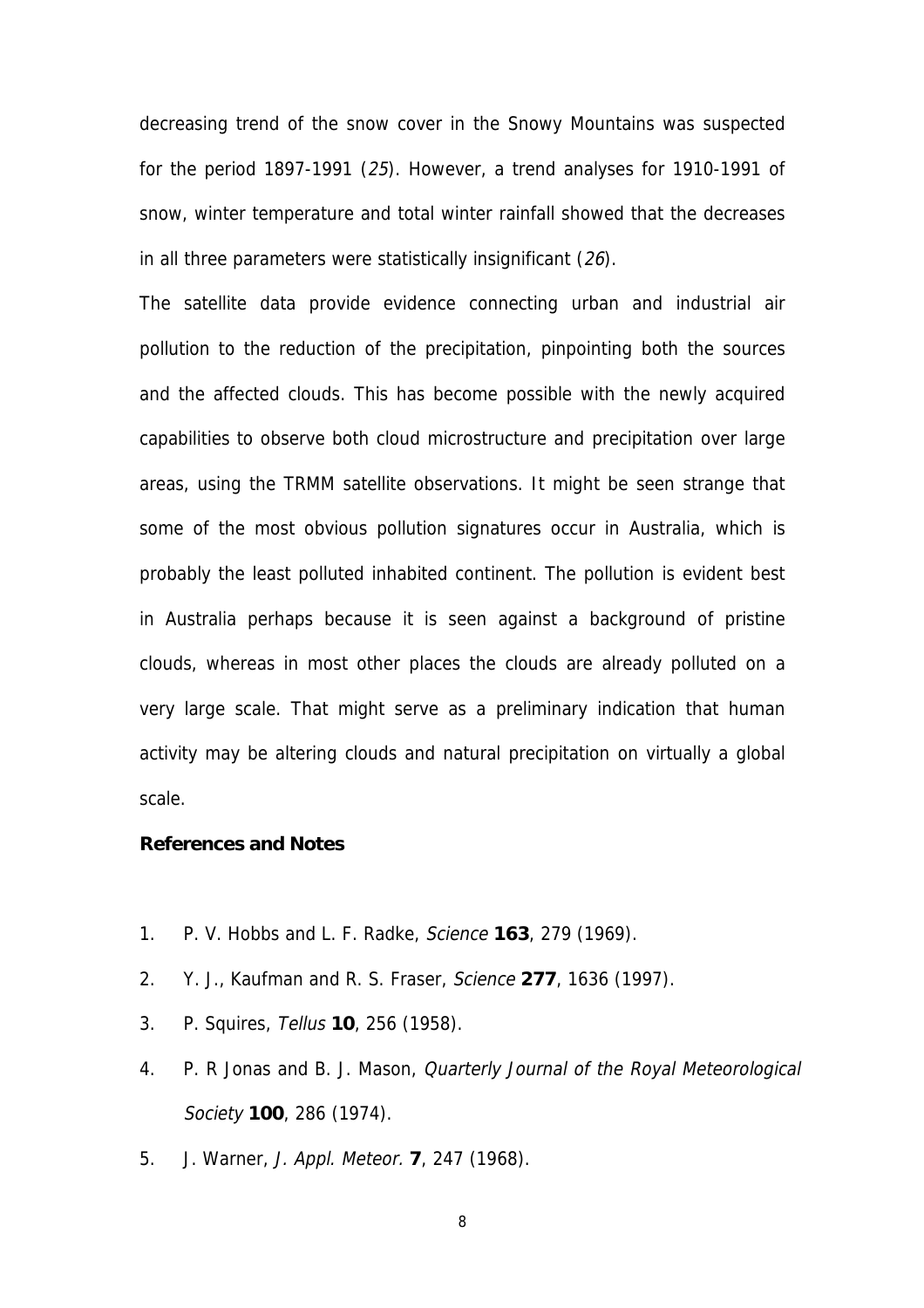decreasing trend of the snow cover in the Snowy Mountains was suspected for the period 1897-1991 (*25*). However, a trend analyses for 1910-1991 of snow, winter temperature and total winter rainfall showed that the decreases in all three parameters were statistically insignificant (*26*).

The satellite data provide evidence connecting urban and industrial air pollution to the reduction of the precipitation, pinpointing both the sources and the affected clouds. This has become possible with the newly acquired capabilities to observe both cloud microstructure and precipitation over large areas, using the TRMM satellite observations. It might be seen strange that some of the most obvious pollution signatures occur in Australia, which is probably the least polluted inhabited continent. The pollution is evident best in Australia perhaps because it is seen against a background of pristine clouds, whereas in most other places the clouds are already polluted on a very large scale. That might serve as a preliminary indication that human activity may be altering clouds and natural precipitation on virtually a global scale.

**References and Notes**

1. P. V. Hobbs and L. F. Radke, *Science* **163**, 279 (1969).
2. Y. J., Kaufman and R. S. Fraser, *Science* **277**, 1636 (1997).
3. P. Squires, *Tellus* **10**, 256 (1958).
4. P. R Jonas and B. J. Mason, *Quarterly Journal of the Royal Meteorological Society* **100**, 286 (1974).
5. J. Warner, *J. Appl. Meteor.* **7**, 247 (1968).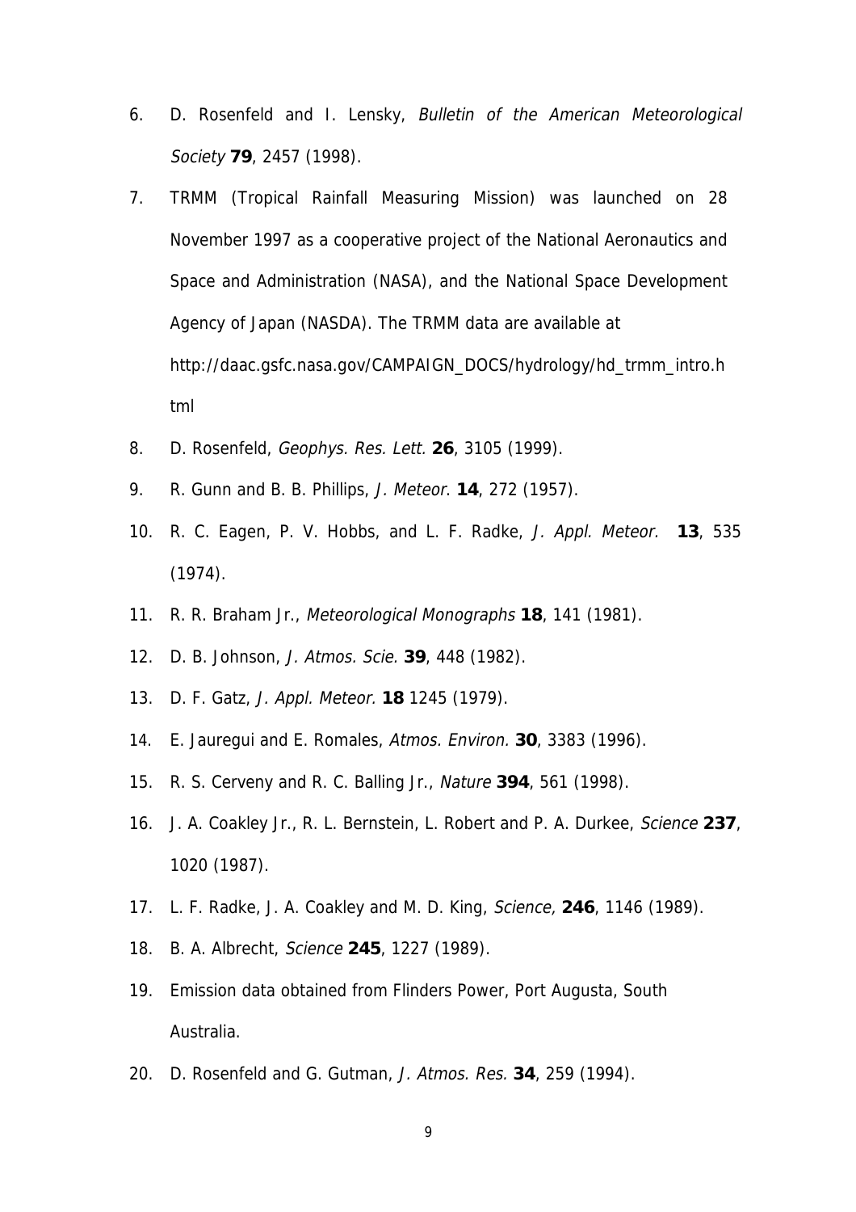6. D. Rosenfeld and I. Lensky, *Bulletin of the American Meteorological Society* **79**, 2457 (1998).
7. TRMM (Tropical Rainfall Measuring Mission) was launched on 28 November 1997 as a cooperative project of the National Aeronautics and Space and Administration (NASA), and the National Space Development Agency of Japan (NASDA). The TRMM data are available at http://daac.gsfc.nasa.gov/CAMPAIGN_DOCS/hydrology/hd_trmm_intro.html
8. D. Rosenfeld, *Geophys. Res. Lett.* **26**, 3105 (1999).
9. R. Gunn and B. B. Phillips, *J. Meteor.* **14**, 272 (1957).
10. R. C. Eagen, P. V. Hobbs, and L. F. Radke, *J. Appl. Meteor.* **13**, 535 (1974).
11. R. R. Braham Jr., *Meteorological Monographs* **18**, 141 (1981).
12. D. B. Johnson, *J. Atmos. Scie.* **39**, 448 (1982).
13. D. F. Gatz, *J. Appl. Meteor.* **18** 1245 (1979).
14. E. Jauregui and E. Romales, *Atmos. Environ.* **30**, 3383 (1996).
15. R. S. Cerveny and R. C. Balling Jr., *Nature* **394**, 561 (1998).
16. J. A. Coakley Jr., R. L. Bernstein, L. Robert and P. A. Durkee, *Science* **237**, 1020 (1987).
17. L. F. Radke, J. A. Coakley and M. D. King, *Science,* **246**, 1146 (1989).
18. B. A. Albrecht, *Science* **245**, 1227 (1989).
19. Emission data obtained from Flinders Power, Port Augusta, South Australia.
20. D. Rosenfeld and G. Gutman, *J. Atmos. Res.* **34**, 259 (1994).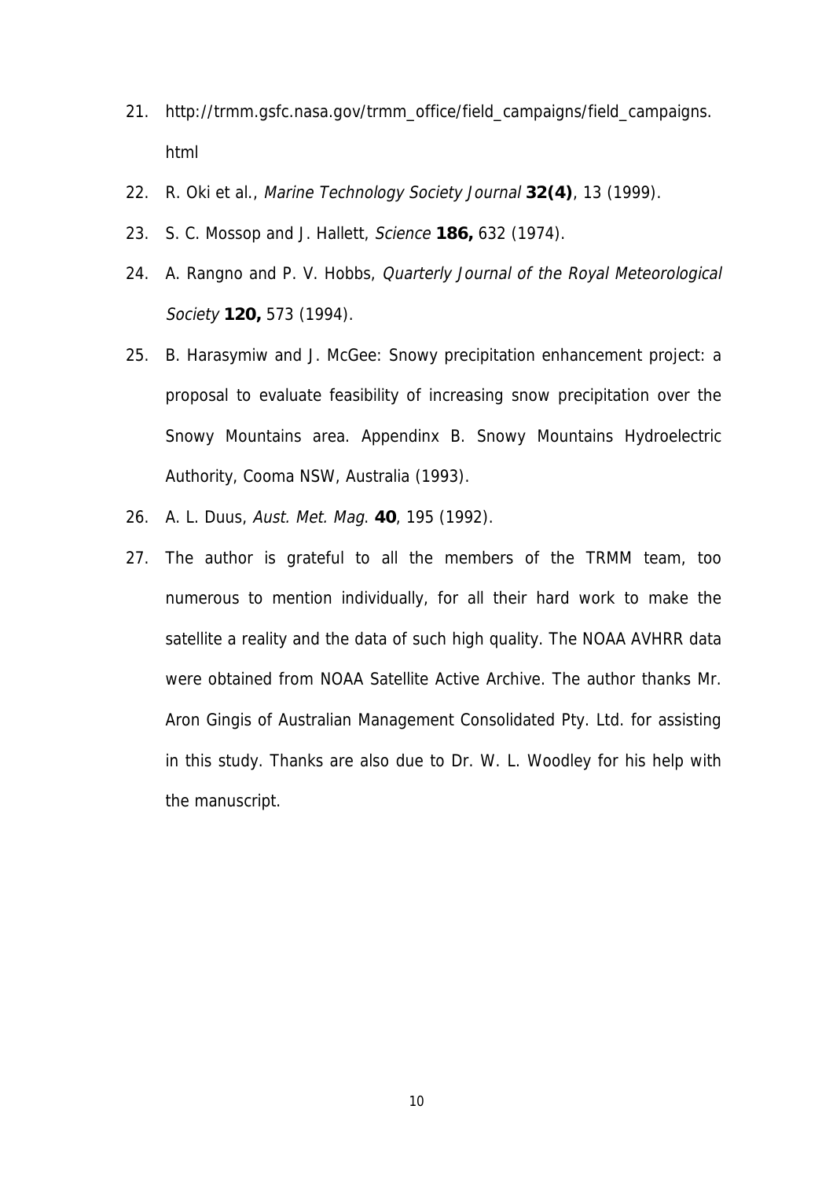21. http://trmm.gsfc.nasa.gov/trmm_office/field_campaigns/field_campaigns.html
22. R. Oki et al., *Marine Technology Society Journal* **32(4)**, 13 (1999).
23. S. C. Mossop and J. Hallett, *Science* **186,** 632 (1974).
24. A. Rangno and P. V. Hobbs, *Quarterly Journal of the Royal Meteorological Society* **120,** 573 (1994).
25. B. Harasymiw and J. McGee: Snowy precipitation enhancement project: a proposal to evaluate feasibility of increasing snow precipitation over the Snowy Mountains area. Appendinx B. Snowy Mountains Hydroelectric Authority, Cooma NSW, Australia (1993).
26. A. L. Duus, *Aust. Met. Mag*. **40**, 195 (1992).
27. The author is grateful to all the members of the TRMM team, too numerous to mention individually, for all their hard work to make the satellite a reality and the data of such high quality. The NOAA AVHRR data were obtained from NOAA Satellite Active Archive. The author thanks Mr. Aron Gingis of Australian Management Consolidated Pty. Ltd. for assisting in this study. Thanks are also due to Dr. W. L. Woodley for his help with the manuscript.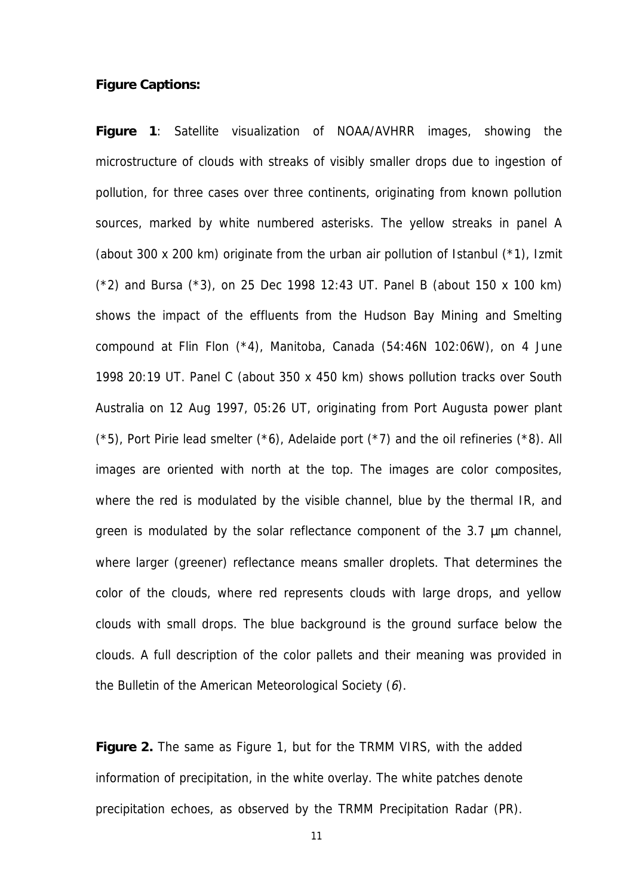**Figure Captions:**

**Figure 1**: Satellite visualization of NOAA/AVHRR images, showing the microstructure of clouds with streaks of visibly smaller drops due to ingestion of pollution, for three cases over three continents, originating from known pollution sources, marked by white numbered asterisks. The yellow streaks in panel A (about 300 x 200 km) originate from the urban air pollution of Istanbul (*1), Izmit (*2) and Bursa (*3), on 25 Dec 1998 12:43 UT. Panel B (about 150 x 100 km) shows the impact of the effluents from the Hudson Bay Mining and Smelting compound at Flin Flon (*4), Manitoba, Canada (54:46N 102:06W), on 4 June 1998 20:19 UT. Panel C (about 350 x 450 km) shows pollution tracks over South Australia on 12 Aug 1997, 05:26 UT, originating from Port Augusta power plant (*5), Port Pirie lead smelter (*6), Adelaide port (*7) and the oil refineries (*8). All images are oriented with north at the top. The images are color composites, where the red is modulated by the visible channel, blue by the thermal IR, and green is modulated by the solar reflectance component of the 3.7 μm channel, where larger (greener) reflectance means smaller droplets. That determines the color of the clouds, where red represents clouds with large drops, and yellow clouds with small drops. The blue background is the ground surface below the clouds. A full description of the color pallets and their meaning was provided in the Bulletin of the American Meteorological Society (*6*).

**Figure 2.** The same as Figure 1, but for the TRMM VIRS, with the added information of precipitation, in the white overlay. The white patches denote precipitation echoes, as observed by the TRMM Precipitation Radar (PR).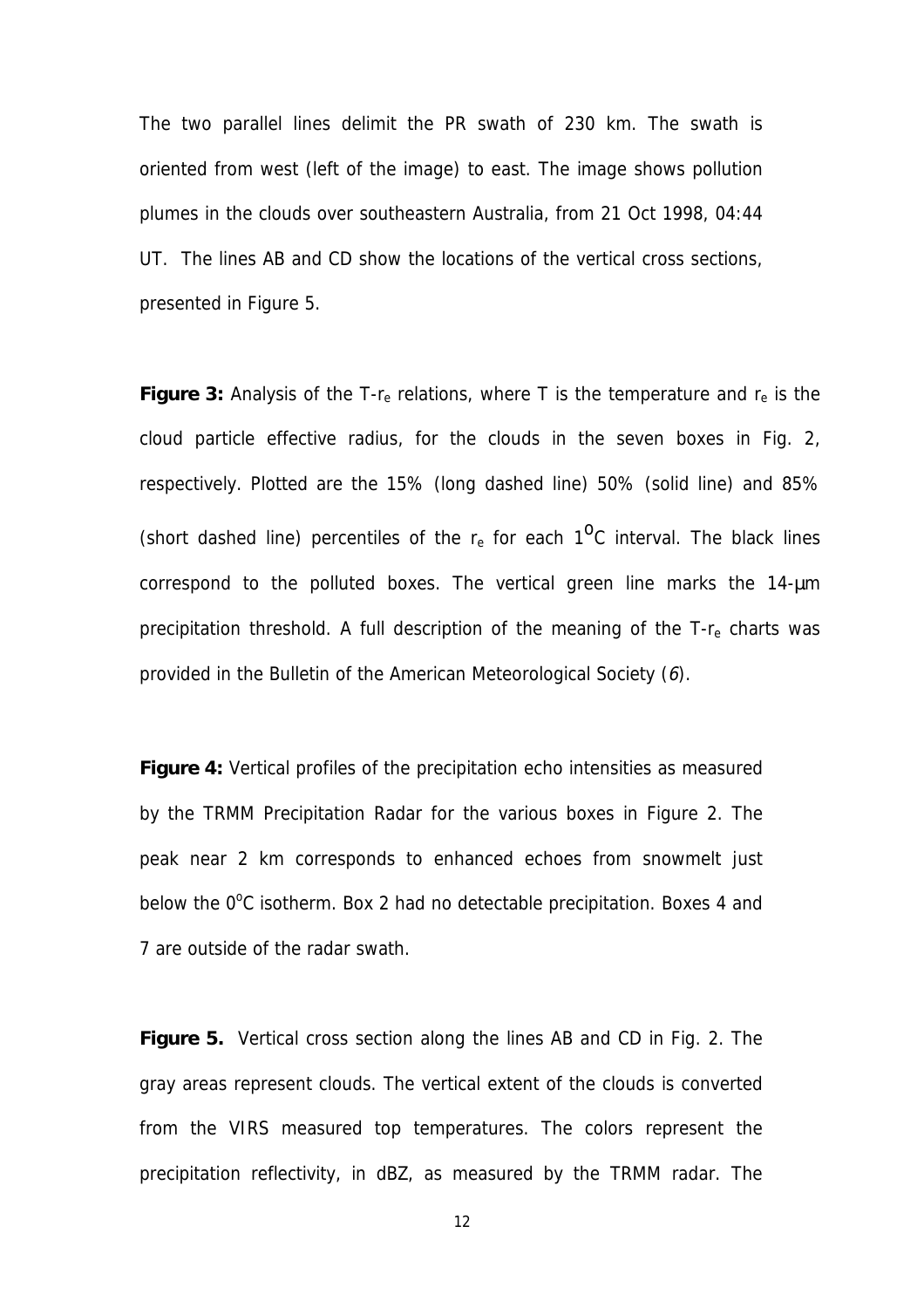The two parallel lines delimit the PR swath of 230 km. The swath is oriented from west (left of the image) to east. The image shows pollution plumes in the clouds over southeastern Australia, from 21 Oct 1998, 04:44 UT. The lines AB and CD show the locations of the vertical cross sections, presented in Figure 5.

**Figure 3:** Analysis of the T-$r_e$ relations, where T is the temperature and $r_e$ is the cloud particle effective radius, for the clouds in the seven boxes in Fig. 2, respectively. Plotted are the 15% (long dashed line) 50% (solid line) and 85% (short dashed line) percentiles of the $r_e$ for each $1^{O}$C interval. The black lines correspond to the polluted boxes. The vertical green line marks the 14-μm precipitation threshold. A full description of the meaning of the T-$r_e$ charts was provided in the Bulletin of the American Meteorological Society (*6*).

**Figure 4:** Vertical profiles of the precipitation echo intensities as measured by the TRMM Precipitation Radar for the various boxes in Figure 2. The peak near 2 km corresponds to enhanced echoes from snowmelt just below the $0^{o}$C isotherm. Box 2 had no detectable precipitation. Boxes 4 and 7 are outside of the radar swath.

**Figure 5.** Vertical cross section along the lines AB and CD in Fig. 2. The gray areas represent clouds. The vertical extent of the clouds is converted from the VIRS measured top temperatures. The colors represent the precipitation reflectivity, in dBZ, as measured by the TRMM radar. The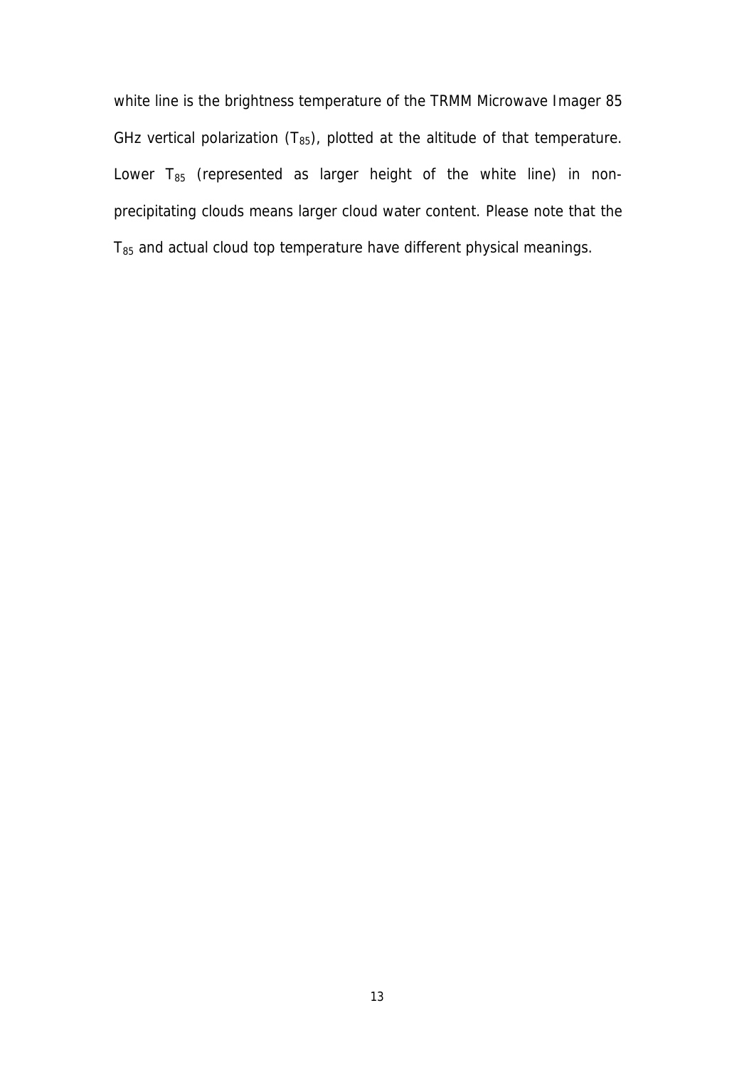white line is the brightness temperature of the TRMM Microwave Imager 85 GHz vertical polarization ($T_{85}$), plotted at the altitude of that temperature. Lower $T_{85}$ (represented as larger height of the white line) in non-precipitating clouds means larger cloud water content. Please note that the $T_{85}$ and actual cloud top temperature have different physical meanings.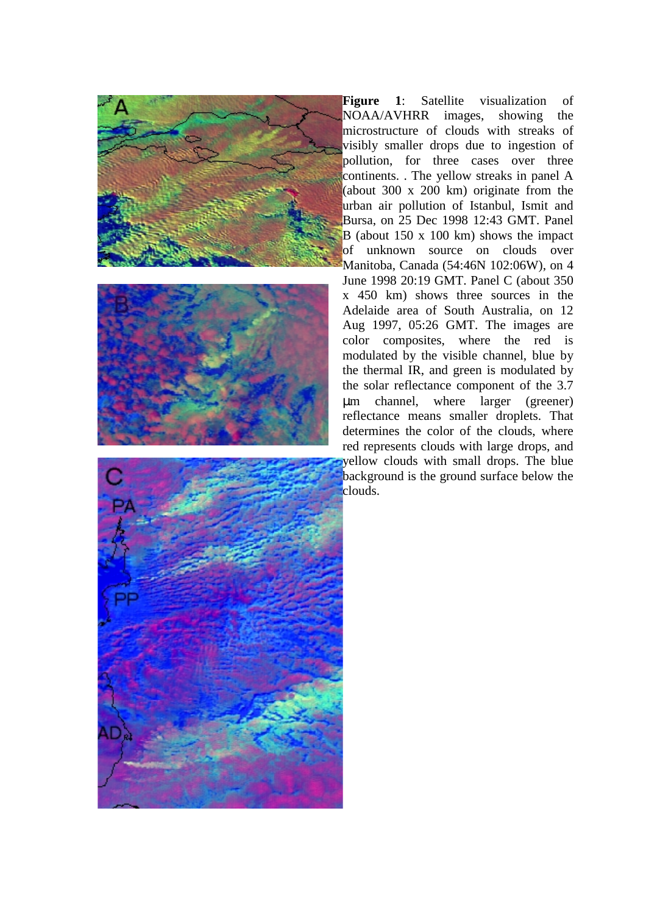**Figure 1**: Satellite visualization of NOAA/AVHRR images, showing the microstructure of clouds with streaks of visibly smaller drops due to ingestion of pollution, for three cases over three continents. . The yellow streaks in panel A (about 300 x 200 km) originate from the urban air pollution of Istanbul, Ismit and Bursa, on 25 Dec 1998 12:43 GMT. Panel B (about 150 x 100 km) shows the impact of unknown source on clouds over Manitoba, Canada (54:46N 102:06W), on 4 June 1998 20:19 GMT. Panel C (about 350 x 450 km) shows three sources in the Adelaide area of South Australia, on 12 Aug 1997, 05:26 GMT. The images are color composites, where the red is modulated by the visible channel, blue by the thermal IR, and green is modulated by the solar reflectance component of the 3.7 μm channel, where larger (greener) reflectance means smaller droplets. That determines the color of the clouds, where red represents clouds with large drops, and yellow clouds with small drops. The blue background is the ground surface below the clouds.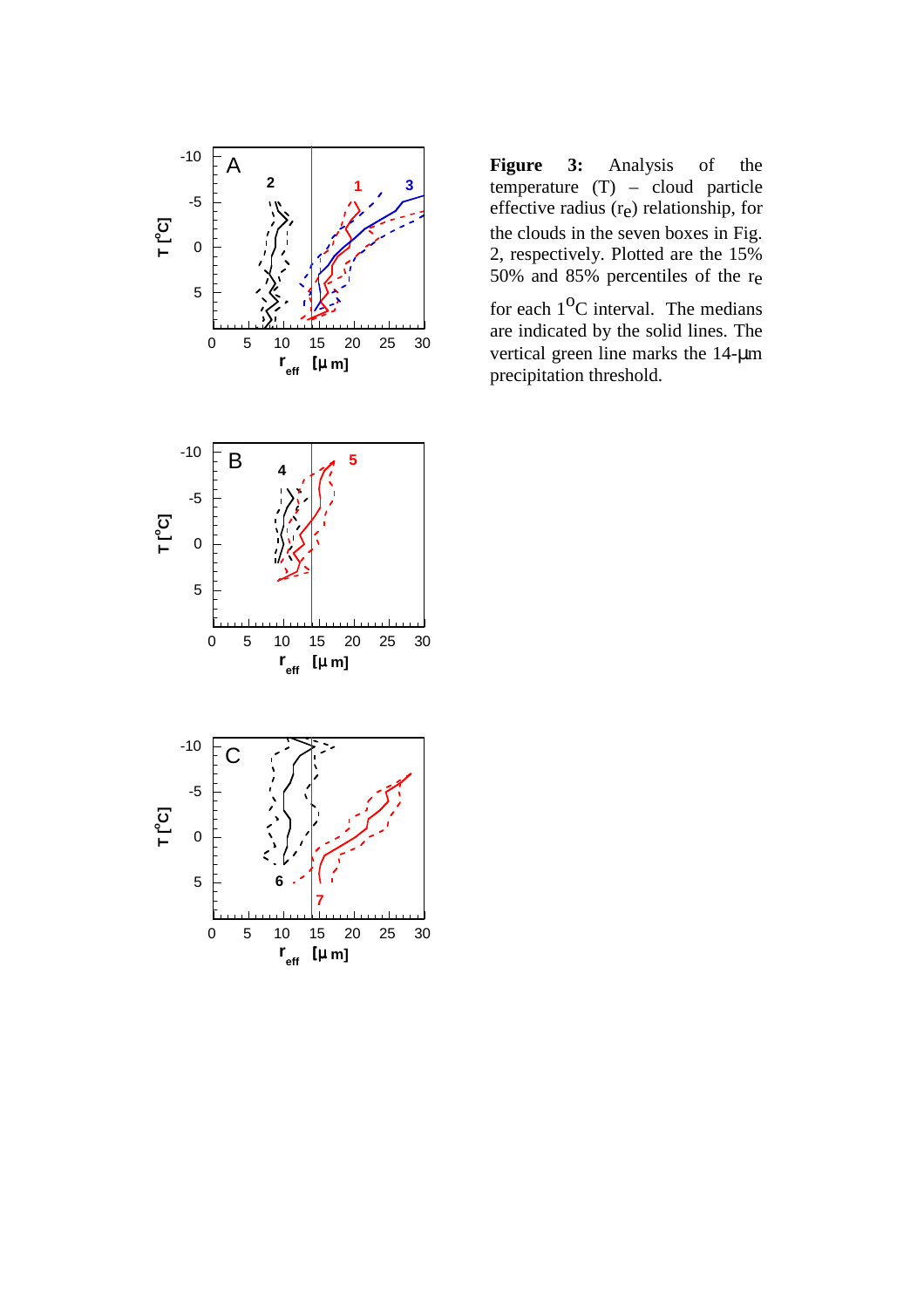**Figure 3:** Analysis of the temperature (T) – cloud particle effective radius ($r_e$) relationship, for the clouds in the seven boxes in Fig. 2, respectively. Plotted are the 15% 50% and 85% percentiles of the $r_e$ for each $1^{O}C$ interval. The medians are indicated by the solid lines. The vertical green line marks the 14-μm precipitation threshold.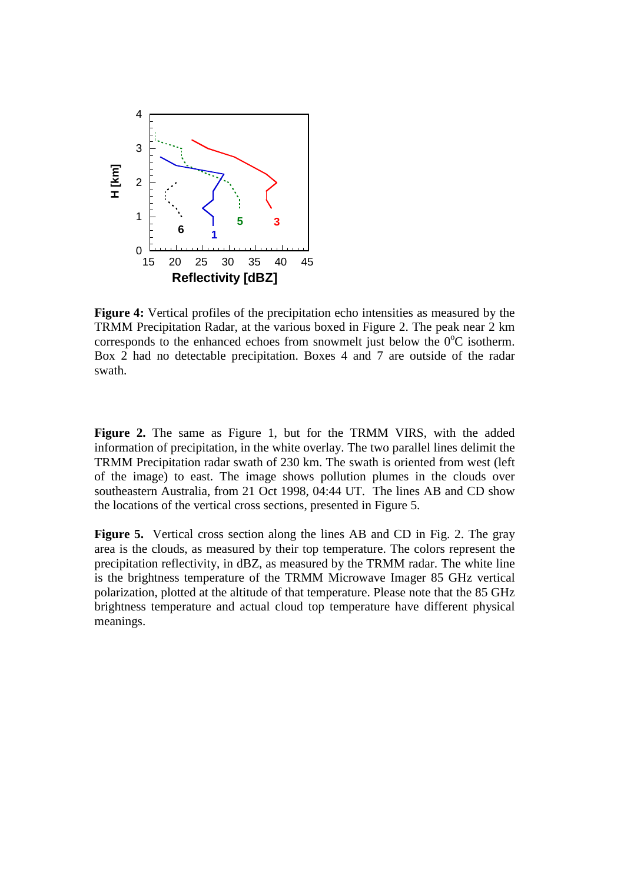**Figure 4:** Vertical profiles of the precipitation echo intensities as measured by the TRMM Precipitation Radar, at the various boxed in Figure 2. The peak near 2 km corresponds to the enhanced echoes from snowmelt just below the $0^{o}C$ isotherm. Box 2 had no detectable precipitation. Boxes 4 and 7 are outside of the radar swath.

**Figure 2.** The same as Figure 1, but for the TRMM VIRS, with the added information of precipitation, in the white overlay. The two parallel lines delimit the TRMM Precipitation radar swath of 230 km. The swath is oriented from west (left of the image) to east. The image shows pollution plumes in the clouds over southeastern Australia, from 21 Oct 1998, 04:44 UT. The lines AB and CD show the locations of the vertical cross sections, presented in Figure 5.

**Figure 5.** Vertical cross section along the lines AB and CD in Fig. 2. The gray area is the clouds, as measured by their top temperature. The colors represent the precipitation reflectivity, in dBZ, as measured by the TRMM radar. The white line is the brightness temperature of the TRMM Microwave Imager 85 GHz vertical polarization, plotted at the altitude of that temperature. Please note that the 85 GHz brightness temperature and actual cloud top temperature have different physical meanings.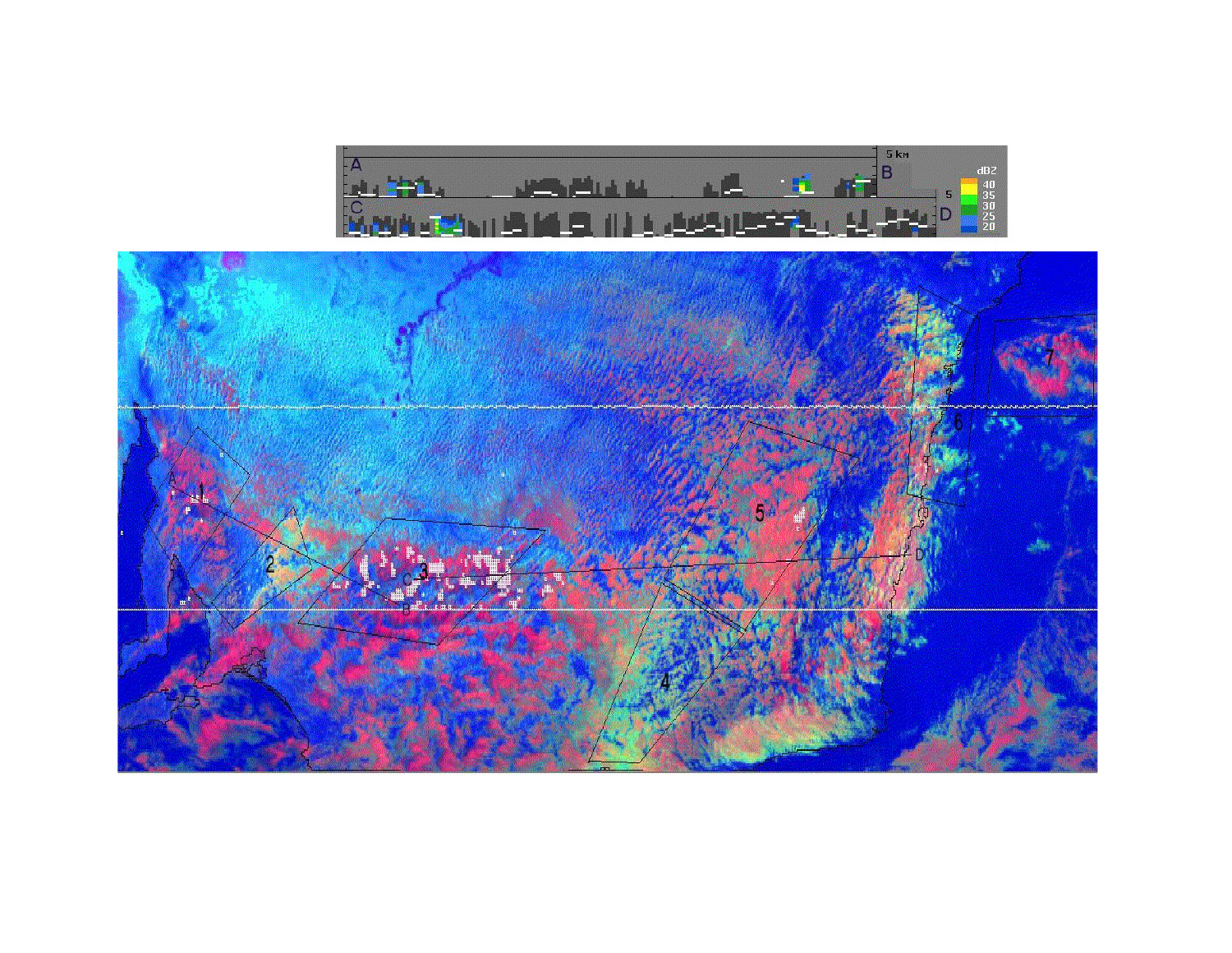A

B

5 km

C

D

5

dBZ

40

35

30

25

20

1

2

3

4

5

6

7